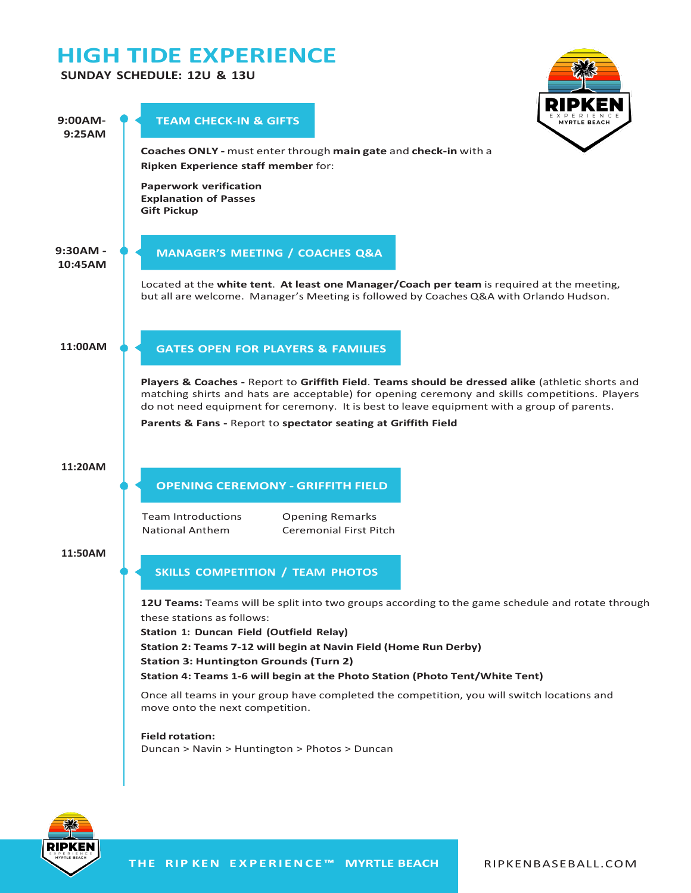# HIGH TIDE EXPERIENCE

**SUNDAY SCHEDULE: 12U & 13U**

**9:00AM-9:25AM**

## TEAM CHECK-IN & GIFTS

**Coaches ONLY -** must enter through **main gate** and **check-in** with a **Ripken Experience staff member** for:

**Paperwork verification**
**Explanation of Passes**
**Gift Pickup**

**9:30AM - 10:45AM**

## MANAGER'S MEETING / COACHES Q&A

Located at the **white tent**. **At least one Manager/Coach per team** is required at the meeting, but all are welcome. Manager's Meeting is followed by Coaches Q&A with Orlando Hudson.

**11:00AM**

## GATES OPEN FOR PLAYERS & FAMILIES

**Players & Coaches -** Report to **Griffith Field**. **Teams should be dressed alike** (athletic shorts and matching shirts and hats are acceptable) for opening ceremony and skills competitions. Players do not need equipment for ceremony. It is best to leave equipment with a group of parents.

**Parents & Fans** - Report to **spectator seating at Griffith Field**

**11:20AM**

## OPENING CEREMONY - GRIFFITH FIELD

- Team Introductions
- National Anthem
- Opening Remarks
- Ceremonial First Pitch

**11:50AM**

## SKILLS COMPETITION / TEAM PHOTOS

**12U Teams:** Teams will be split into two groups according to the game schedule and rotate through these stations as follows:

**Station 1: Duncan Field (Outfield Relay)**
**Station 2: Teams 7-12 will begin at Navin Field (Home Run Derby)**
**Station 3: Huntington Grounds (Turn 2)**
**Station 4: Teams 1-6 will begin at the Photo Station (Photo Tent/White Tent)**

Once all teams in your group have completed the competition, you will switch locations and move onto the next competition.

**Field rotation:**
Duncan > Navin > Huntington > Photos > Duncan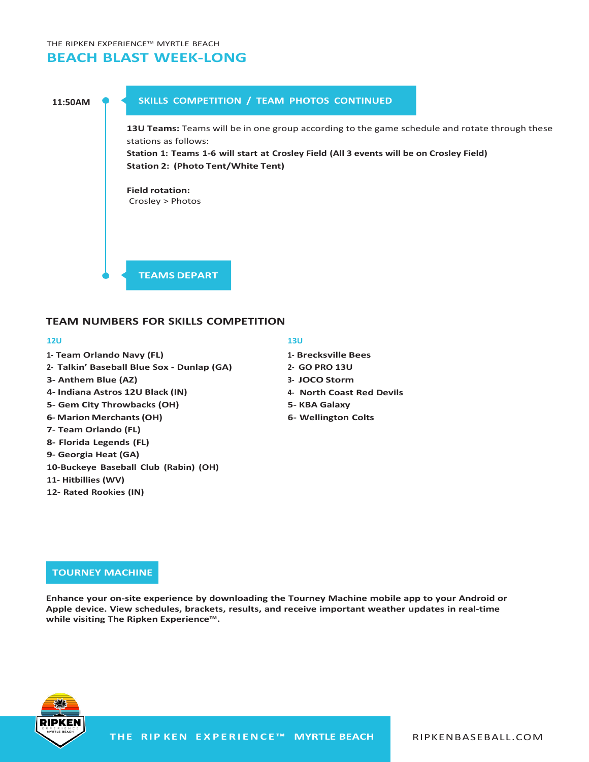THE RIPKEN EXPERIENCE™ MYRTLE BEACH

# BEACH BLAST WEEK-LONG

**11:50AM**

## SKILLS COMPETITION / TEAM PHOTOS CONTINUED

**13U Teams:** Teams will be in one group according to the game schedule and rotate through these stations as follows:
**Station 1: Teams 1-6 will start at Crosley Field (All 3 events will be on Crosley Field)**
**Station 2: (Photo Tent/White Tent)**

**Field rotation:**
Crosley > Photos

## TEAMS DEPART

## TEAM NUMBERS FOR SKILLS COMPETITION

### 12U

1- Team Orlando Navy (FL)
2- Talkin' Baseball Blue Sox - Dunlap (GA)
3- Anthem Blue (AZ)
4- Indiana Astros 12U Black (IN)
5- Gem City Throwbacks (OH)
6- Marion Merchants (OH)
7- Team Orlando (FL)
8- Florida Legends (FL)
9- Georgia Heat (GA)
10- Buckeye Baseball Club (Rabin) (OH)
11- Hitbillies (WV)
12- Rated Rookies (IN)

### 13U

1- Brecksville Bees
2- GO PRO 13U
3- JOCO Storm
4- North Coast Red Devils
5- KBA Galaxy
6- Wellington Colts

## TOURNEY MACHINE

**Enhance your on-site experience by downloading the Tourney Machine mobile app to your Android or Apple device. View schedules, brackets, results, and receive important weather updates in real-time while visiting The Ripken Experience™.**